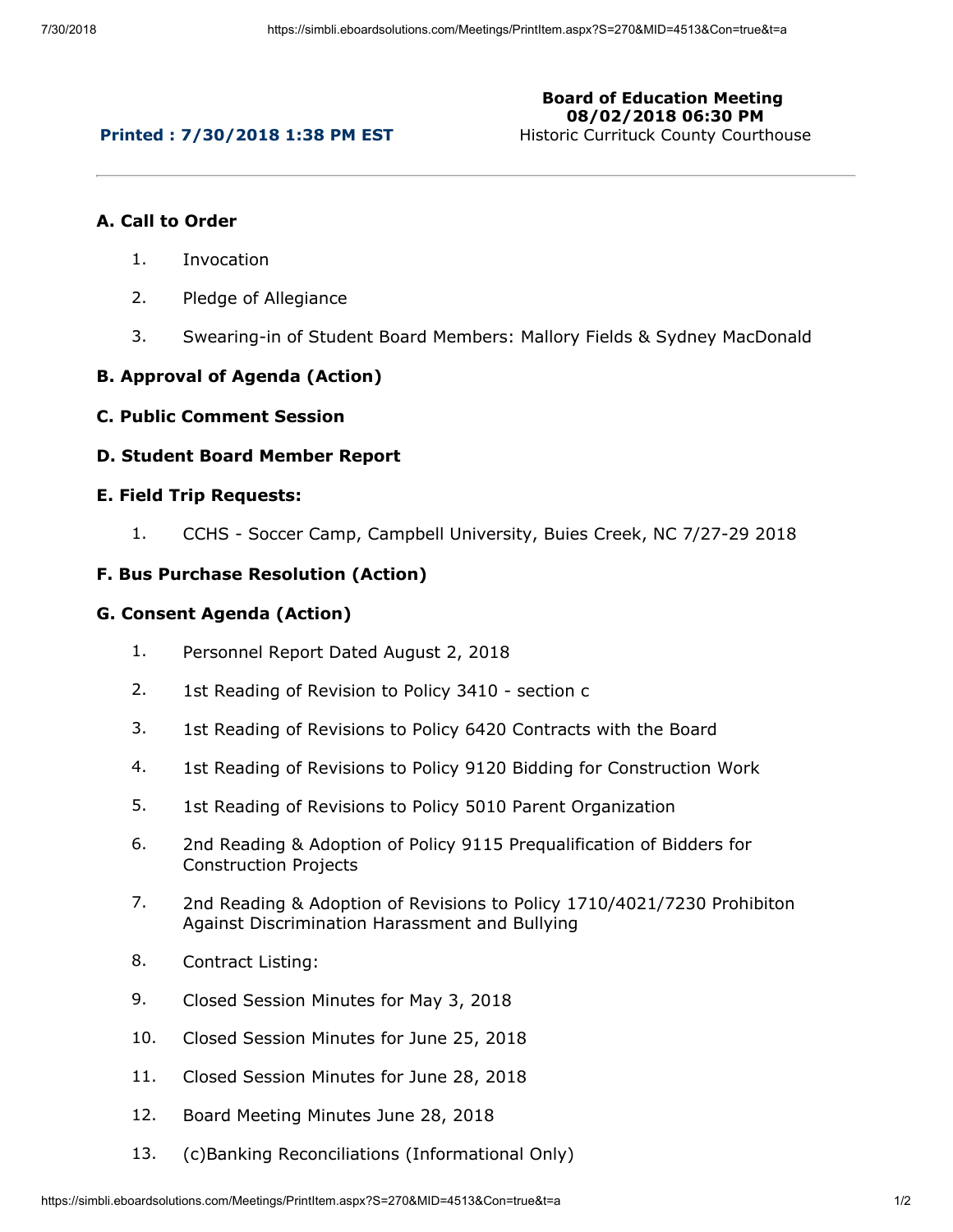**Board of Education Meeting**
**08/02/2018 06:30 PM**
Historic Currituck County Courthouse

**Printed : 7/30/2018 1:38 PM EST**

---

## A. Call to Order

1. Invocation
2. Pledge of Allegiance
3. Swearing-in of Student Board Members: Mallory Fields & Sydney MacDonald

## B. Approval of Agenda (Action)

## C. Public Comment Session

## D. Student Board Member Report

## E. Field Trip Requests:

1. CCHS - Soccer Camp, Campbell University, Buies Creek, NC 7/27-29 2018

## F. Bus Purchase Resolution (Action)

## G. Consent Agenda (Action)

1. Personnel Report Dated August 2, 2018
2. 1st Reading of Revision to Policy 3410 - section c
3. 1st Reading of Revisions to Policy 6420 Contracts with the Board
4. 1st Reading of Revisions to Policy 9120 Bidding for Construction Work
5. 1st Reading of Revisions to Policy 5010 Parent Organization
6. 2nd Reading & Adoption of Policy 9115 Prequalification of Bidders for Construction Projects
7. 2nd Reading & Adoption of Revisions to Policy 1710/4021/7230 Prohibiton Against Discrimination Harassment and Bullying
8. Contract Listing:
9. Closed Session Minutes for May 3, 2018
10. Closed Session Minutes for June 25, 2018
11. Closed Session Minutes for June 28, 2018
12. Board Meeting Minutes June 28, 2018
13. (c)Banking Reconciliations (Informational Only)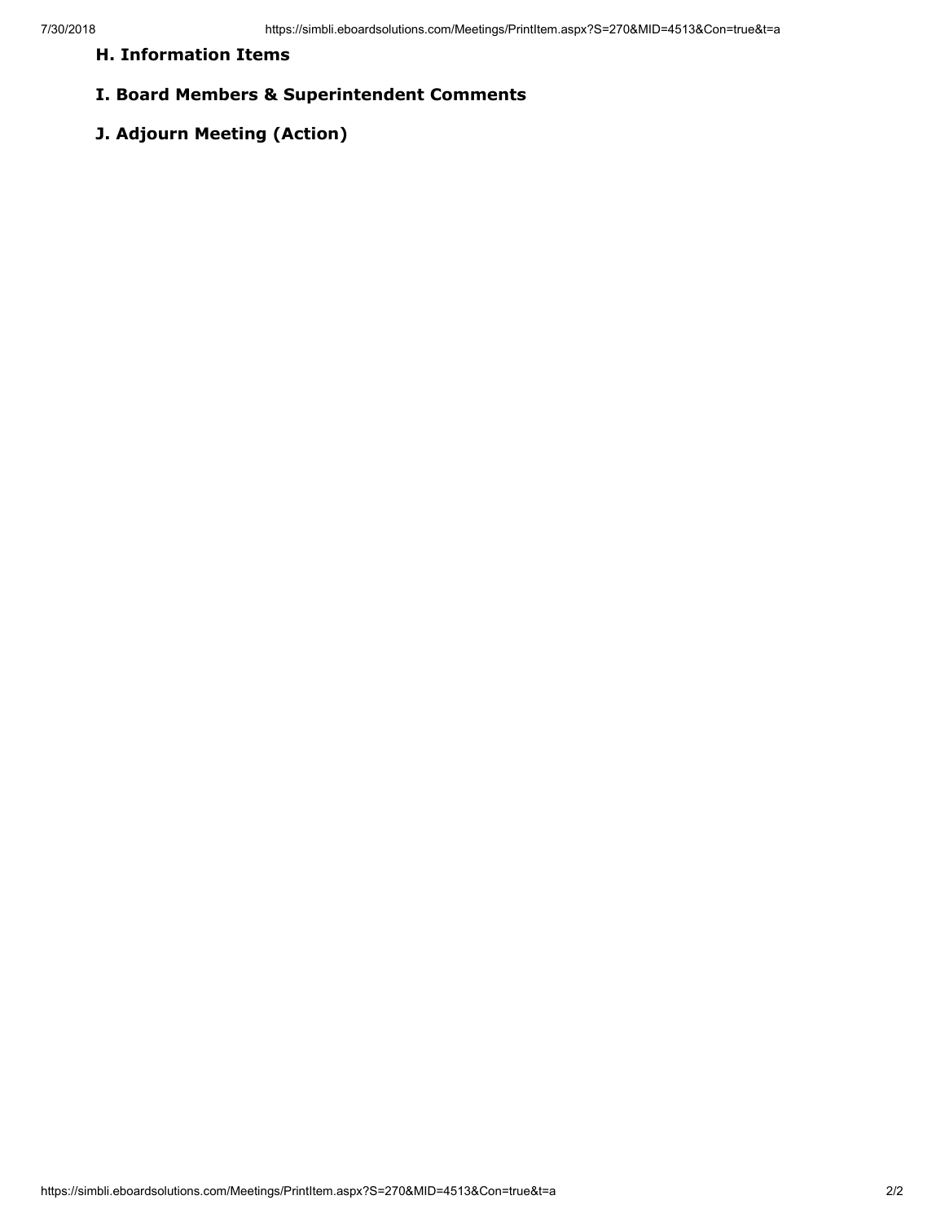### H. Information Items

### I. Board Members & Superintendent Comments

### J. Adjourn Meeting (Action)